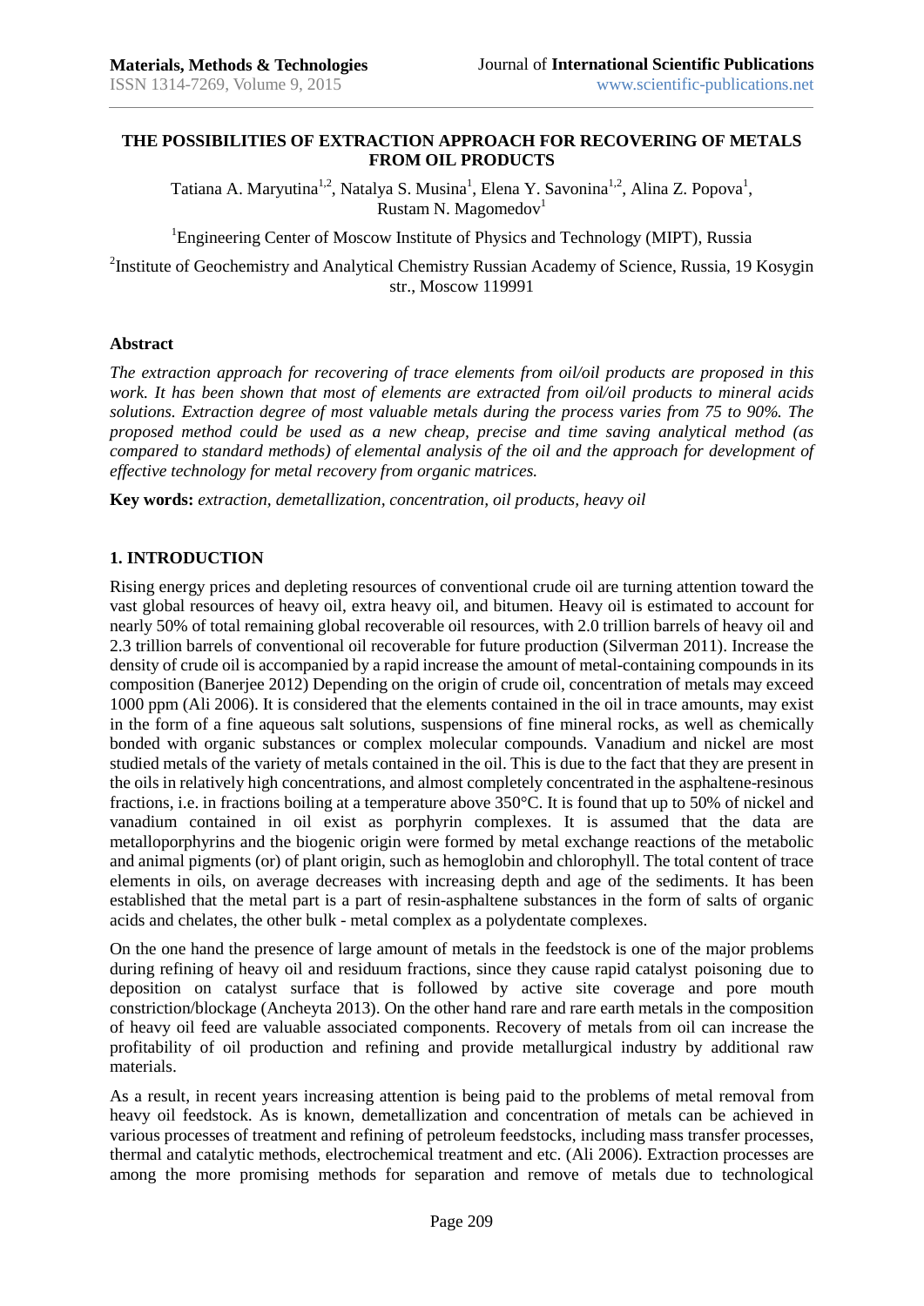# THE POSSIBILITIES OF EXTRACTION APPROACH FOR RECOVERING OF METALS FROM OIL PRODUCTS

Tatiana A. Maryutina[1,2], Natalya S. Musina[1], Elena Y. Savonina[1,2], Alina Z. Popova[1], Rustam N. Magomedov[1]

[1]Engineering Center of Moscow Institute of Physics and Technology (MIPT), Russia

[2]Institute of Geochemistry and Analytical Chemistry Russian Academy of Science, Russia, 19 Kosygin str., Moscow 119991

## Abstract

*The extraction approach for recovering of trace elements from oil/oil products are proposed in this work. It has been shown that most of elements are extracted from oil/oil products to mineral acids solutions. Extraction degree of most valuable metals during the process varies from 75 to 90%. The proposed method could be used as a new cheap, precise and time saving analytical method (as compared to standard methods) of elemental analysis of the oil and the approach for development of effective technology for metal recovery from organic matrices.*

**Key words:** *extraction, demetallization, concentration, oil products, heavy oil*

## 1. INTRODUCTION

Rising energy prices and depleting resources of conventional crude oil are turning attention toward the vast global resources of heavy oil, extra heavy oil, and bitumen. Heavy oil is estimated to account for nearly 50% of total remaining global recoverable oil resources, with 2.0 trillion barrels of heavy oil and 2.3 trillion barrels of conventional oil recoverable for future production (Silverman 2011). Increase the density of crude oil is accompanied by a rapid increase the amount of metal-containing compounds in its composition (Banerjee 2012) Depending on the origin of crude oil, concentration of metals may exceed 1000 ppm (Ali 2006). It is considered that the elements contained in the oil in trace amounts, may exist in the form of a fine aqueous salt solutions, suspensions of fine mineral rocks, as well as chemically bonded with organic substances or complex molecular compounds. Vanadium and nickel are most studied metals of the variety of metals contained in the oil. This is due to the fact that they are present in the oils in relatively high concentrations, and almost completely concentrated in the asphaltene-resinous fractions, i.e. in fractions boiling at a temperature above 350°C. It is found that up to 50% of nickel and vanadium contained in oil exist as porphyrin complexes. It is assumed that the data are metalloporphyrins and the biogenic origin were formed by metal exchange reactions of the metabolic and animal pigments (or) of plant origin, such as hemoglobin and chlorophyll. The total content of trace elements in oils, on average decreases with increasing depth and age of the sediments. It has been established that the metal part is a part of resin-asphaltene substances in the form of salts of organic acids and chelates, the other bulk - metal complex as a polydentate complexes.

On the one hand the presence of large amount of metals in the feedstock is one of the major problems during refining of heavy oil and residuum fractions, since they cause rapid catalyst poisoning due to deposition on catalyst surface that is followed by active site coverage and pore mouth constriction/blockage (Ancheyta 2013). On the other hand rare and rare earth metals in the composition of heavy oil feed are valuable associated components. Recovery of metals from oil can increase the profitability of oil production and refining and provide metallurgical industry by additional raw materials.

As a result, in recent years increasing attention is being paid to the problems of metal removal from heavy oil feedstock. As is known, demetallization and concentration of metals can be achieved in various processes of treatment and refining of petroleum feedstocks, including mass transfer processes, thermal and catalytic methods, electrochemical treatment and etc. (Ali 2006). Extraction processes are among the more promising methods for separation and remove of metals due to technological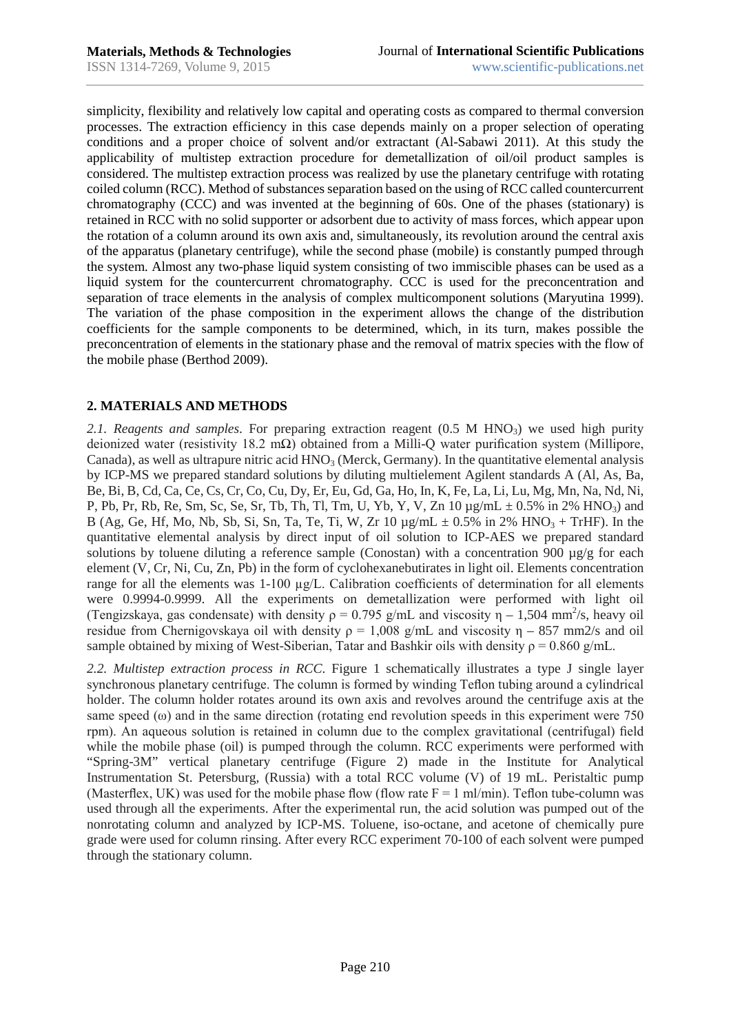simplicity, flexibility and relatively low capital and operating costs as compared to thermal conversion processes. The extraction efficiency in this case depends mainly on a proper selection of operating conditions and a proper choice of solvent and/or extractant (Al-Sabawi 2011). At this study the applicability of multistep extraction procedure for demetallization of oil/oil product samples is considered. The multistep extraction process was realized by use the planetary centrifuge with rotating coiled column (RCC). Method of substances separation based on the using of RCC called countercurrent chromatography (CCC) and was invented at the beginning of 60s. One of the phases (stationary) is retained in RCC with no solid supporter or adsorbent due to activity of mass forces, which appear upon the rotation of a column around its own axis and, simultaneously, its revolution around the central axis of the apparatus (planetary centrifuge), while the second phase (mobile) is constantly pumped through the system. Almost any two-phase liquid system consisting of two immiscible phases can be used as a liquid system for the countercurrent chromatography. CCC is used for the preconcentration and separation of trace elements in the analysis of complex multicomponent solutions (Maryutina 1999). The variation of the phase composition in the experiment allows the change of the distribution coefficients for the sample components to be determined, which, in its turn, makes possible the preconcentration of elements in the stationary phase and the removal of matrix species with the flow of the mobile phase (Berthod 2009).

## 2. MATERIALS AND METHODS

*2.1. Reagents and samples*. For preparing extraction reagent (0.5 M $HNO_3$) we used high purity deionized water (resistivity 18.2 mΩ) obtained from a Milli-Q water purification system (Millipore, Canada), as well as ultrapure nitric acid $HNO_3$ (Merck, Germany). In the quantitative elemental analysis by ICP-MS we prepared standard solutions by diluting multielement Agilent standards A (Al, As, Ba, Be, Bi, B, Cd, Ca, Ce, Cs, Cr, Co, Cu, Dy, Er, Eu, Gd, Ga, Ho, In, K, Fe, La, Li, Lu, Mg, Mn, Na, Nd, Ni, P, Pb, Pr, Rb, Re, Sm, Sc, Se, Sr, Tb, Th, Tl, Tm, U, Yb, Y, V, Zn 10 µg/mL ± 0.5% in 2% $HNO_3$) and B (Ag, Ge, Hf, Mo, Nb, Sb, Si, Sn, Ta, Te, Ti, W, Zr 10 µg/mL ± 0.5% in 2% $HNO_3$ + TrHF). In the quantitative elemental analysis by direct input of oil solution to ICP-AES we prepared standard solutions by toluene diluting a reference sample (Conostan) with a concentration 900 µg/g for each element (V, Cr, Ni, Cu, Zn, Pb) in the form of cyclohexanebutirates in light oil. Elements concentration range for all the elements was 1-100 µg/L. Calibration coefficients of determination for all elements were 0.9994-0.9999. All the experiments on demetallization were performed with light oil (Tengizskaya, gas condensate) with density $\rho$ = 0.795 g/mL and viscosity $\eta$ – 1,504 $mm^2/s$, heavy oil residue from Chernigovskaya oil with density $\rho$ = 1,008 g/mL and viscosity $\eta$ – 857 mm2/s and oil sample obtained by mixing of West-Siberian, Tatar and Bashkir oils with density $\rho$ = 0.860 g/mL.

*2.2. Multistep extraction process in RCC*. Figure 1 schematically illustrates a type J single layer synchronous planetary centrifuge. The column is formed by winding Teflon tubing around a cylindrical holder. The column holder rotates around its own axis and revolves around the centrifuge axis at the same speed ($\omega$) and in the same direction (rotating end revolution speeds in this experiment were 750 rpm). An aqueous solution is retained in column due to the complex gravitational (centrifugal) field while the mobile phase (oil) is pumped through the column. RCC experiments were performed with "Spring-3M" vertical planetary centrifuge (Figure 2) made in the Institute for Analytical Instrumentation St. Petersburg, (Russia) with a total RCC volume (V) of 19 mL. Peristaltic pump (Masterflex, UK) was used for the mobile phase flow (flow rate F = 1 ml/min). Teflon tube-column was used through all the experiments. After the experimental run, the acid solution was pumped out of the nonrotating column and analyzed by ICP-MS. Toluene, iso-octane, and acetone of chemically pure grade were used for column rinsing. After every RCC experiment 70-100 of each solvent were pumped through the stationary column.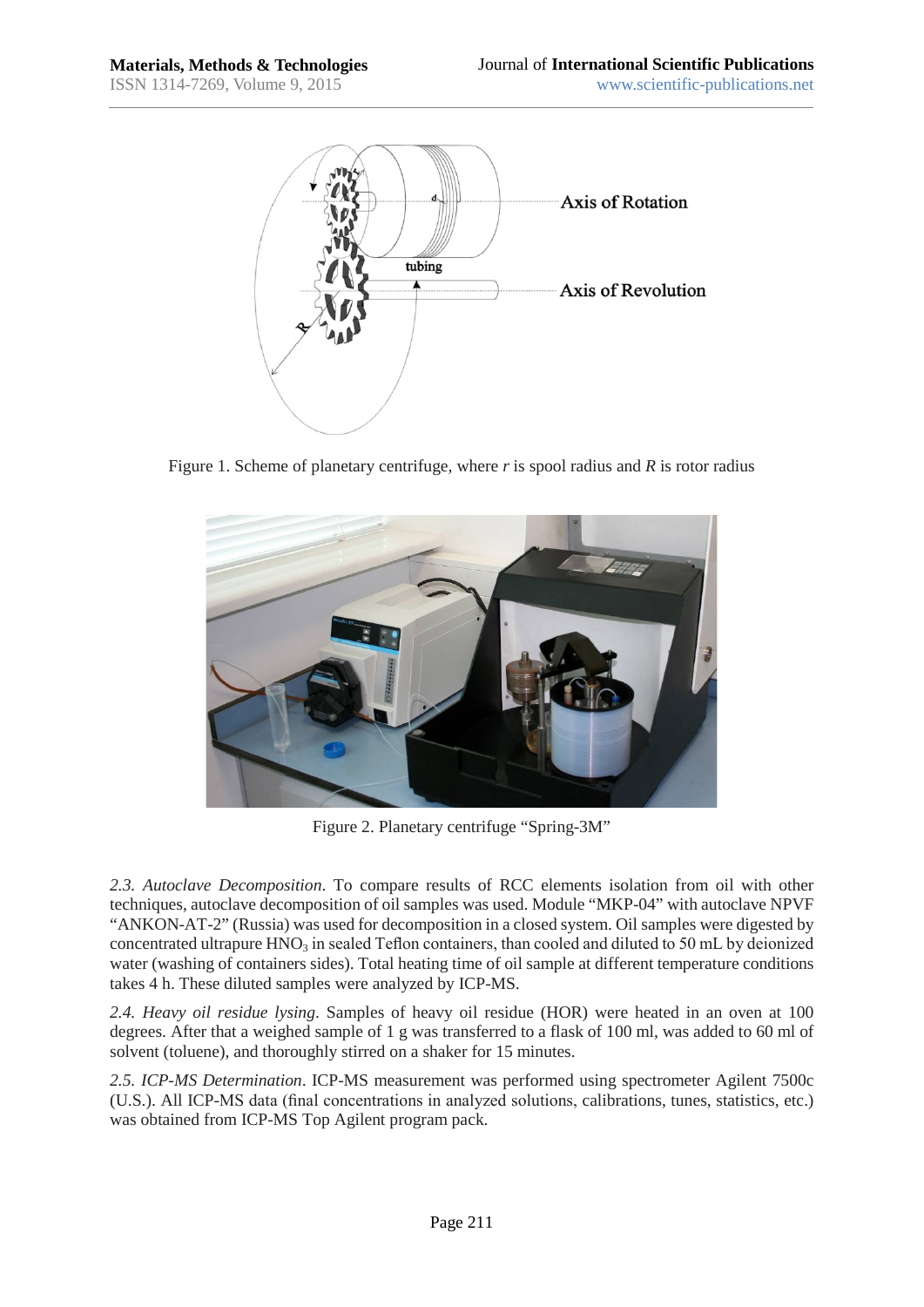Figure 1. Scheme of planetary centrifuge, where *r* is spool radius and *R* is rotor radius

Figure 2. Planetary centrifuge "Spring-3M"

*2.3. Autoclave Decomposition*. To compare results of RCC elements isolation from oil with other techniques, autoclave decomposition of oil samples was used. Module "MKP-04" with autoclave NPVF "ANKON-AT-2" (Russia) was used for decomposition in a closed system. Oil samples were digested by concentrated ultrapure $HNO_3$ in sealed Teflon containers, than cooled and diluted to 50 mL by deionized water (washing of containers sides). Total heating time of oil sample at different temperature conditions takes 4 h. These diluted samples were analyzed by ICP-MS.

*2.4. Heavy oil residue lysing*. Samples of heavy oil residue (HOR) were heated in an oven at 100 degrees. After that a weighed sample of 1 g was transferred to a flask of 100 ml, was added to 60 ml of solvent (toluene), and thoroughly stirred on a shaker for 15 minutes.

*2.5. ICP-MS Determination*. ICP-MS measurement was performed using spectrometer Agilent 7500c (U.S.). All ICP-MS data (final concentrations in analyzed solutions, calibrations, tunes, statistics, etc.) was obtained from ICP-MS Top Agilent program pack.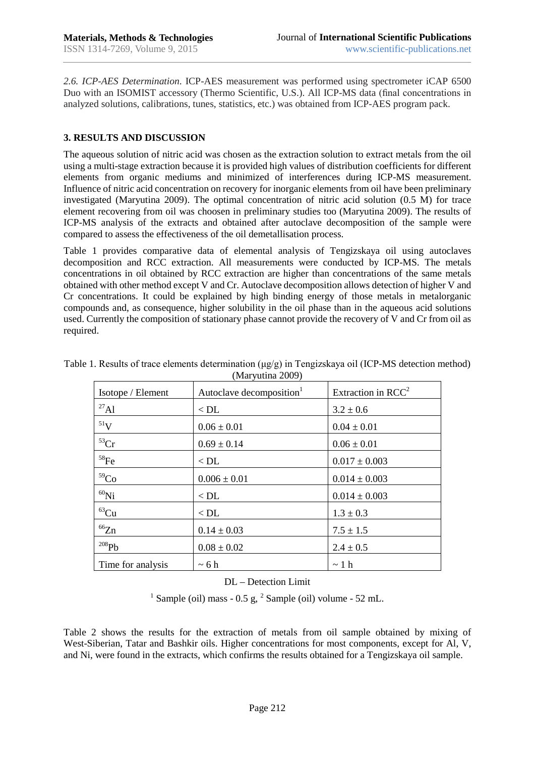*2.6. ICP-AES Determination*. ICP-AES measurement was performed using spectrometer iCAP 6500 Duo with an ISOMIST accessory (Thermo Scientific, U.S.). All ICP-MS data (final concentrations in analyzed solutions, calibrations, tunes, statistics, etc.) was obtained from ICP-AES program pack.

## 3. RESULTS AND DISCUSSION

The aqueous solution of nitric acid was chosen as the extraction solution to extract metals from the oil using a multi-stage extraction because it is provided high values of distribution coefficients for different elements from organic mediums and minimized of interferences during ICP-MS measurement. Influence of nitric acid concentration on recovery for inorganic elements from oil have been preliminary investigated (Maryutina 2009). The optimal concentration of nitric acid solution (0.5 M) for trace element recovering from oil was choosen in preliminary studies too (Maryutina 2009). The results of ICP-MS analysis of the extracts and obtained after autoclave decomposition of the sample were compared to assess the effectiveness of the oil demetallisation process.

Table 1 provides comparative data of elemental analysis of Tengizskaya oil using autoclaves decomposition and RCC extraction. All measurements were conducted by ICP-MS. The metals concentrations in oil obtained by RCC extraction are higher than concentrations of the same metals obtained with other method except V and Cr. Autoclave decomposition allows detection of higher V and Cr concentrations. It could be explained by high binding energy of those metals in metalorganic compounds and, as consequence, higher solubility in the oil phase than in the aqueous acid solutions used. Currently the composition of stationary phase cannot provide the recovery of V and Cr from oil as required.

Table 1. Results of trace elements determination (μg/g) in Tengizskaya oil (ICP-MS detection method) (Maryutina 2009)

| Isotope / Element | Autoclave decomposition[1] | Extraction in RCC[2] |
|---|---|---|
| $^{27}$Al | < DL | 3.2 ± 0.6 |
| $^{51}$V | 0.06 ± 0.01 | 0.04 ± 0.01 |
| $^{53}$Cr | 0.69 ± 0.14 | 0.06 ± 0.01 |
| $^{58}$Fe | < DL | 0.017 ± 0.003 |
| $^{59}$Co | 0.006 ± 0.01 | 0.014 ± 0.003 |
| $^{60}$Ni | < DL | 0.014 ± 0.003 |
| $^{63}$Cu | < DL | 1.3 ± 0.3 |
| $^{66}$Zn | 0.14 ± 0.03 | 7.5 ± 1.5 |
| $^{208}$Pb | 0.08 ± 0.02 | 2.4 ± 0.5 |
| Time for analysis | ~ 6 h | ~ 1 h |

DL – Detection Limit

[1] Sample (oil) mass - 0.5 g, [2] Sample (oil) volume - 52 mL.

Table 2 shows the results for the extraction of metals from oil sample obtained by mixing of West-Siberian, Tatar and Bashkir oils. Higher concentrations for most components, except for Al, V, and Ni, were found in the extracts, which confirms the results obtained for a Tengizskaya oil sample.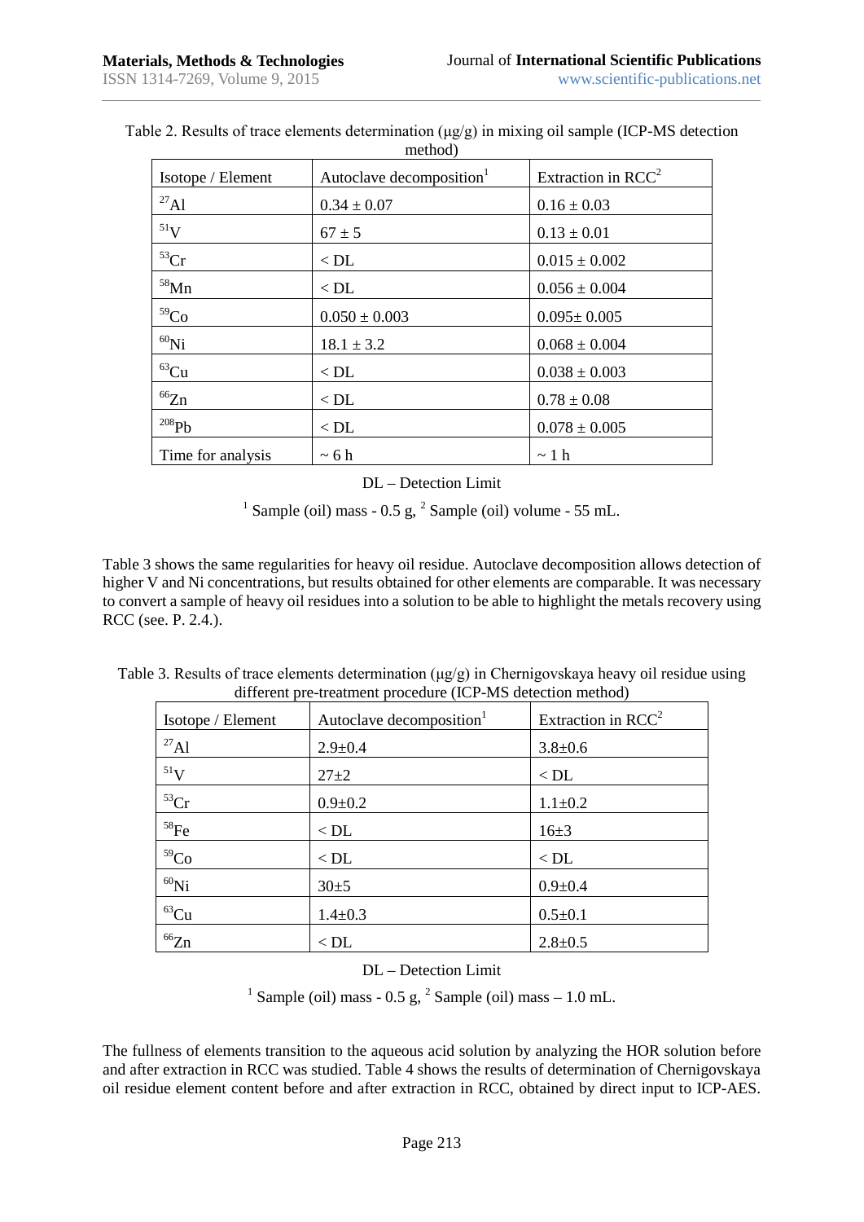Table 2. Results of trace elements determination (μg/g) in mixing oil sample (ICP-MS detection method)

| Isotope / Element | Autoclave decomposition[1] | Extraction in RCC[2] |
|---|---|---|
| $^{27}$Al | 0.34 ± 0.07 | 0.16 ± 0.03 |
| $^{51}$V | 67 ± 5 | 0.13 ± 0.01 |
| $^{53}$Cr | < DL | 0.015 ± 0.002 |
| $^{58}$Mn | < DL | 0.056 ± 0.004 |
| $^{59}$Co | 0.050 ± 0.003 | 0.095± 0.005 |
| $^{60}$Ni | 18.1 ± 3.2 | 0.068 ± 0.004 |
| $^{63}$Cu | < DL | 0.038 ± 0.003 |
| $^{66}$Zn | < DL | 0.78 ± 0.08 |
| $^{208}$Pb | < DL | 0.078 ± 0.005 |
| Time for analysis | ~ 6 h | ~ 1 h |

DL – Detection Limit

[1] Sample (oil) mass - 0.5 g, [2] Sample (oil) volume - 55 mL.

Table 3 shows the same regularities for heavy oil residue. Autoclave decomposition allows detection of higher V and Ni concentrations, but results obtained for other elements are comparable. It was necessary to convert a sample of heavy oil residues into a solution to be able to highlight the metals recovery using RCC (see. P. 2.4.).

Table 3. Results of trace elements determination (μg/g) in Chernigovskaya heavy oil residue using different pre-treatment procedure (ICP-MS detection method)

| Isotope / Element | Autoclave decomposition[1] | Extraction in RCC[2] |
|---|---|---|
| $^{27}$Al | 2.9±0.4 | 3.8±0.6 |
| $^{51}$V | 27±2 | < DL |
| $^{53}$Cr | 0.9±0.2 | 1.1±0.2 |
| $^{58}$Fe | < DL | 16±3 |
| $^{59}$Co | < DL | < DL |
| $^{60}$Ni | 30±5 | 0.9±0.4 |
| $^{63}$Cu | 1.4±0.3 | 0.5±0.1 |
| $^{66}$Zn | < DL | 2.8±0.5 |

DL – Detection Limit

[1] Sample (oil) mass - 0.5 g, [2] Sample (oil) mass – 1.0 mL.

The fullness of elements transition to the aqueous acid solution by analyzing the HOR solution before and after extraction in RCC was studied. Table 4 shows the results of determination of Chernigovskaya oil residue element content before and after extraction in RCC, obtained by direct input to ICP-AES.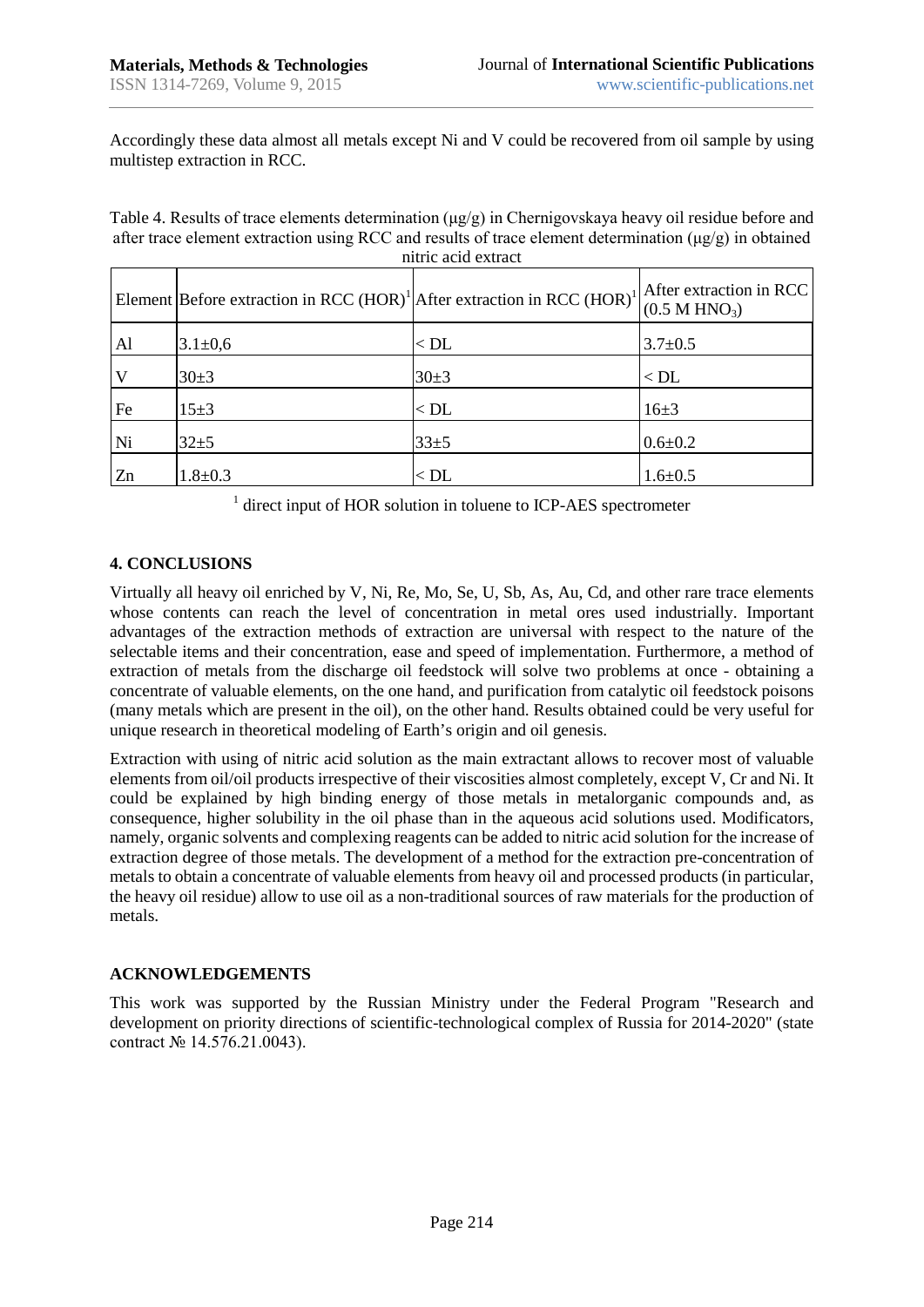Accordingly these data almost all metals except Ni and V could be recovered from oil sample by using multistep extraction in RCC.

Table 4. Results of trace elements determination (μg/g) in Chernigovskaya heavy oil residue before and after trace element extraction using RCC and results of trace element determination (μg/g) in obtained nitric acid extract

| Element | Before extraction in RCC (HOR)[1] | After extraction in RCC (HOR)[1] | After extraction in RCC (0.5 M $HNO_3$) |
|---|---|---|---|
| Al | 3.1±0,6 | < DL | 3.7±0.5 |
| V | 30±3 | 30±3 | < DL |
| Fe | 15±3 | < DL | 16±3 |
| Ni | 32±5 | 33±5 | 0.6±0.2 |
| Zn | 1.8±0.3 | < DL | 1.6±0.5 |

[1] direct input of HOR solution in toluene to ICP-AES spectrometer

## 4. CONCLUSIONS

Virtually all heavy oil enriched by V, Ni, Re, Mo, Se, U, Sb, As, Au, Cd, and other rare trace elements whose contents can reach the level of concentration in metal ores used industrially. Important advantages of the extraction methods of extraction are universal with respect to the nature of the selectable items and their concentration, ease and speed of implementation. Furthermore, a method of extraction of metals from the discharge oil feedstock will solve two problems at once - obtaining a concentrate of valuable elements, on the one hand, and purification from catalytic oil feedstock poisons (many metals which are present in the oil), on the other hand. Results obtained could be very useful for unique research in theoretical modeling of Earth's origin and oil genesis.

Extraction with using of nitric acid solution as the main extractant allows to recover most of valuable elements from oil/oil products irrespective of their viscosities almost completely, except V, Cr and Ni. It could be explained by high binding energy of those metals in metalorganic compounds and, as consequence, higher solubility in the oil phase than in the aqueous acid solutions used. Modificators, namely, organic solvents and complexing reagents can be added to nitric acid solution for the increase of extraction degree of those metals. The development of a method for the extraction pre-concentration of metals to obtain a concentrate of valuable elements from heavy oil and processed products (in particular, the heavy oil residue) allow to use oil as a non-traditional sources of raw materials for the production of metals.

## ACKNOWLEDGEMENTS

This work was supported by the Russian Ministry under the Federal Program "Research and development on priority directions of scientific-technological complex of Russia for 2014-2020" (state contract № 14.576.21.0043).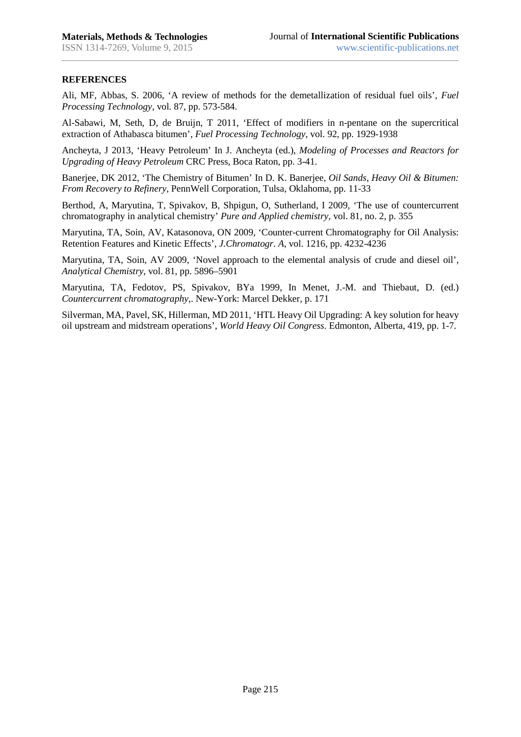## REFERENCES

Ali, MF, Abbas, S. 2006, 'A review of methods for the demetallization of residual fuel oils', *Fuel Processing Technology*, vol. 87, pp. 573-584.

Al-Sabawi, M, Seth, D, de Bruijn, T 2011, 'Effect of modifiers in n-pentane on the supercritical extraction of Athabasca bitumen', *Fuel Processing Technology*, vol. 92, pp. 1929-1938

Ancheyta, J 2013, 'Heavy Petroleum' In J. Ancheyta (ed.), *Modeling of Processes and Reactors for Upgrading of Heavy Petroleum* CRC Press, Boca Raton, pp. 3-41.

Banerjee, DK 2012, 'The Chemistry of Bitumen' In D. K. Banerjee, *Oil Sands, Heavy Oil & Bitumen: From Recovery to Refinery*, PennWell Corporation, Tulsa, Oklahoma, pp. 11-33

Berthod, A, Maryutina, T, Spivakov, B, Shpigun, O, Sutherland, I 2009, 'The use of countercurrent chromatography in analytical chemistry' *Pure and Applied chemistry*, vol. 81, no. 2, p. 355

Maryutina, TA, Soin, AV, Katasonova, ON 2009, 'Counter-current Chromatography for Oil Analysis: Retention Features and Kinetic Effects', *J.Chromatogr. A*, vol. 1216, pp. 4232-4236

Maryutina, TA, Soin, AV 2009, 'Novel approach to the elemental analysis of crude and diesel oil', *Analytical Chemistry*, vol. 81, pp. 5896–5901

Maryutina, TA, Fedotov, PS, Spivakov, BYa 1999, In Menet, J.-M. and Thiebaut, D. (ed.) *Countercurrent chromatography*,. New-York: Marcel Dekker, p. 171

Silverman, MA, Pavel, SK, Hillerman, MD 2011, 'HTL Heavy Oil Upgrading: A key solution for heavy oil upstream and midstream operations', *World Heavy Oil Congress*. Edmonton, Alberta, 419, pp. 1-7.